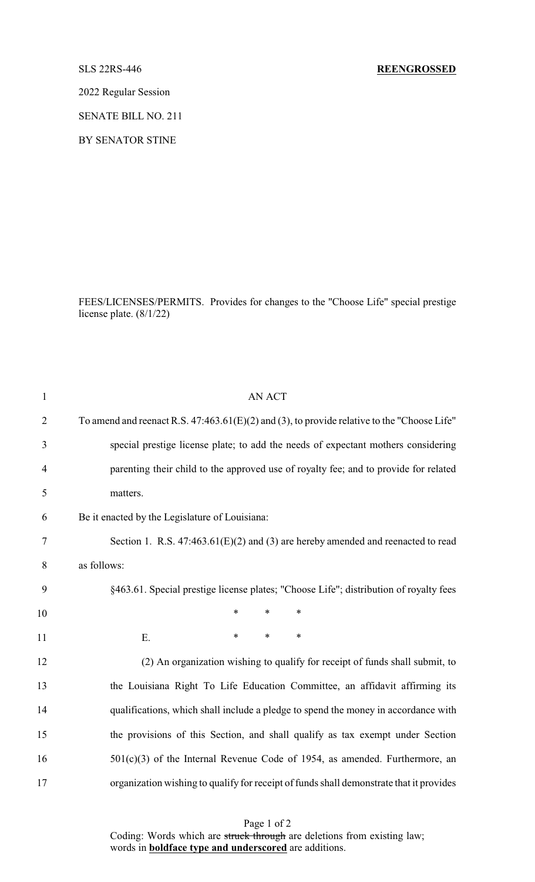SLS 22RS-446 **REENGROSSED**

2022 Regular Session

SENATE BILL NO. 211

BY SENATOR STINE

FEES/LICENSES/PERMITS. Provides for changes to the "Choose Life" special prestige license plate. (8/1/22)

AN ACT

To amend and reenact R.S. 47:463.61(E)(2) and (3), to provide relative to the "Choose Life" special prestige license plate; to add the needs of expectant mothers considering parenting their child to the approved use of royalty fee; and to provide for related matters.

Be it enacted by the Legislature of Louisiana:

Section 1. R.S. 47:463.61(E)(2) and (3) are hereby amended and reenacted to read as follows:

§463.61. Special prestige license plates; "Choose Life"; distribution of royalty fees

\* \* \*

E. \* \* \*

(2) An organization wishing to qualify for receipt of funds shall submit, to the Louisiana Right To Life Education Committee, an affidavit affirming its qualifications, which shall include a pledge to spend the money in accordance with the provisions of this Section, and shall qualify as tax exempt under Section 501(c)(3) of the Internal Revenue Code of 1954, as amended. Furthermore, an organization wishing to qualify for receipt of funds shall demonstrate that it provides

Coding: Words which are ~~struck through~~ are deletions from existing law; words in **boldface type and underscored** are additions.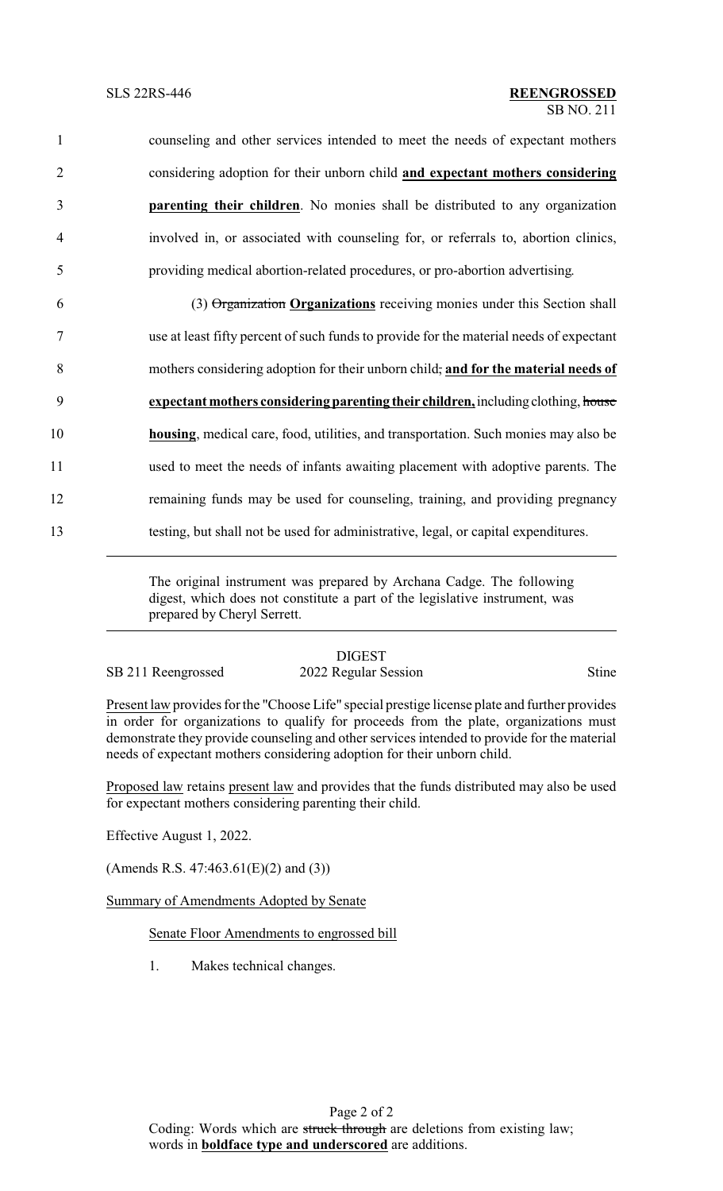counseling and other services intended to meet the needs of expectant mothers considering adoption for their unborn child **<u>and expectant mothers considering parenting their children</u>**. No monies shall be distributed to any organization involved in, or associated with counseling for, or referrals to, abortion clinics, providing medical abortion-related procedures, or pro-abortion advertising.

(3) ~~Organization~~ **<u>Organizations</u>** receiving monies under this Section shall use at least fifty percent of such funds to provide for the material needs of expectant mothers considering adoption for their unborn child~~,~~ **<u>and for the material needs of expectant mothers considering parenting their children,</u>** including clothing, ~~house~~ **<u>housing</u>**, medical care, food, utilities, and transportation. Such monies may also be used to meet the needs of infants awaiting placement with adoptive parents. The remaining funds may be used for counseling, training, and providing pregnancy testing, but shall not be used for administrative, legal, or capital expenditures.

---

The original instrument was prepared by Archana Cadge. The following digest, which does not constitute a part of the legislative instrument, was prepared by Cheryl Serrett.

---

DIGEST

SB 211 Reengrossed — 2022 Regular Session — Stine

<u>Present law</u> provides for the "Choose Life" special prestige license plate and further provides in order for organizations to qualify for proceeds from the plate, organizations must demonstrate they provide counseling and other services intended to provide for the material needs of expectant mothers considering adoption for their unborn child.

<u>Proposed law</u> retains <u>present law</u> and provides that the funds distributed may also be used for expectant mothers considering parenting their child.

Effective August 1, 2022.

(Amends R.S. 47:463.61(E)(2) and (3))

<u>Summary of Amendments Adopted by Senate</u>

<u>Senate Floor Amendments to engrossed bill</u>

1. Makes technical changes.

Coding: Words which are ~~struck through~~ are deletions from existing law; words in **<u>boldface type and underscored</u>** are additions.